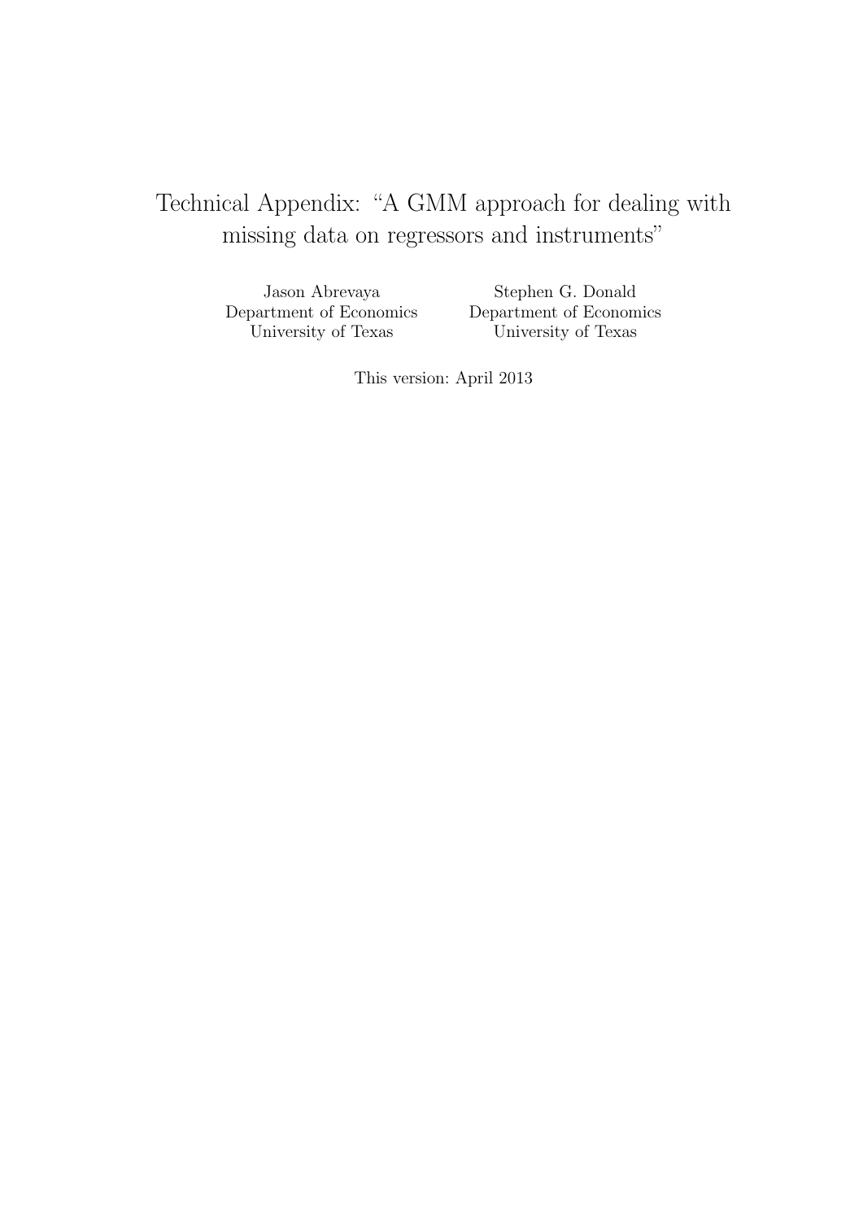# Technical Appendix: "A GMM approach for dealing with missing data on regressors and instruments"

Jason Abrevaya
Department of Economics
University of Texas

Stephen G. Donald
Department of Economics
University of Texas

This version: April 2013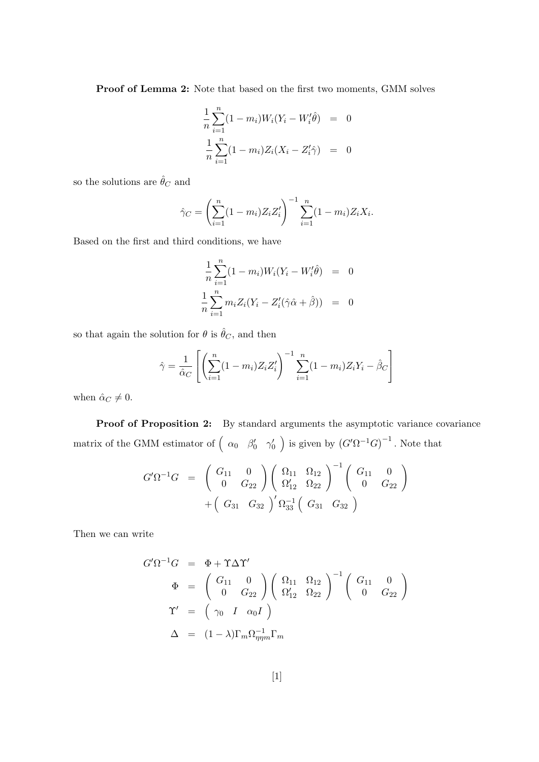**Proof of Lemma 2:** Note that based on the first two moments, GMM solves

$$
\begin{aligned}
\frac{1}{n}\sum_{i=1}^{n}(1-m_i)W_i(Y_i - W_i'\hat{\theta}) &= 0 \\
\frac{1}{n}\sum_{i=1}^{n}(1-m_i)Z_i(X_i - Z_i'\hat{\gamma}) &= 0
\end{aligned}
$$

so the solutions are $\hat{\theta}_C$ and

$$
\hat{\gamma}_C = \left(\sum_{i=1}^{n}(1-m_i)Z_iZ_i'\right)^{-1}\sum_{i=1}^{n}(1-m_i)Z_iX_i.
$$

Based on the first and third conditions, we have

$$
\begin{aligned}
\frac{1}{n}\sum_{i=1}^{n}(1-m_i)W_i(Y_i - W_i'\hat{\theta}) &= 0 \\
\frac{1}{n}\sum_{i=1}^{n}m_iZ_i(Y_i - Z_i'(\hat{\gamma}\hat{\alpha} + \hat{\beta})) &= 0
\end{aligned}
$$

so that again the solution for $\theta$ is $\hat{\theta}_C$, and then

$$
\hat{\gamma} = \frac{1}{\hat{\alpha}_C}\left[\left(\sum_{i=1}^{n}(1-m_i)Z_iZ_i'\right)^{-1}\sum_{i=1}^{n}(1-m_i)Z_iY_i - \hat{\beta}_C\right]
$$

when $\hat{\alpha}_C \neq 0$.

**Proof of Proposition 2:** By standard arguments the asymptotic variance covariance matrix of the GMM estimator of $\begin{pmatrix} \alpha_0 & \beta_0' & \gamma_0' \end{pmatrix}$ is given by $\left(G'\Omega^{-1}G\right)^{-1}$. Note that

$$
\begin{aligned}
G'\Omega^{-1}G &= \begin{pmatrix} G_{11} & 0 \\ 0 & G_{22} \end{pmatrix}\begin{pmatrix} \Omega_{11} & \Omega_{12} \\ \Omega_{12}' & \Omega_{22} \end{pmatrix}^{-1}\begin{pmatrix} G_{11} & 0 \\ 0 & G_{22} \end{pmatrix} \\
&\quad + \begin{pmatrix} G_{31} & G_{32} \end{pmatrix}'\Omega_{33}^{-1}\begin{pmatrix} G_{31} & G_{32} \end{pmatrix}
\end{aligned}
$$

Then we can write

$$
\begin{aligned}
G'\Omega^{-1}G &= \Phi + \Upsilon\Delta\Upsilon' \\
\Phi &= \begin{pmatrix} G_{11} & 0 \\ 0 & G_{22} \end{pmatrix}\begin{pmatrix} \Omega_{11} & \Omega_{12} \\ \Omega_{12}' & \Omega_{22} \end{pmatrix}^{-1}\begin{pmatrix} G_{11} & 0 \\ 0 & G_{22} \end{pmatrix} \\
\Upsilon' &= \begin{pmatrix} \gamma_0 & I & \alpha_0 I \end{pmatrix} \\
\Delta &= (1-\lambda)\Gamma_m\Omega_{\eta\eta m}^{-1}\Gamma_m
\end{aligned}
$$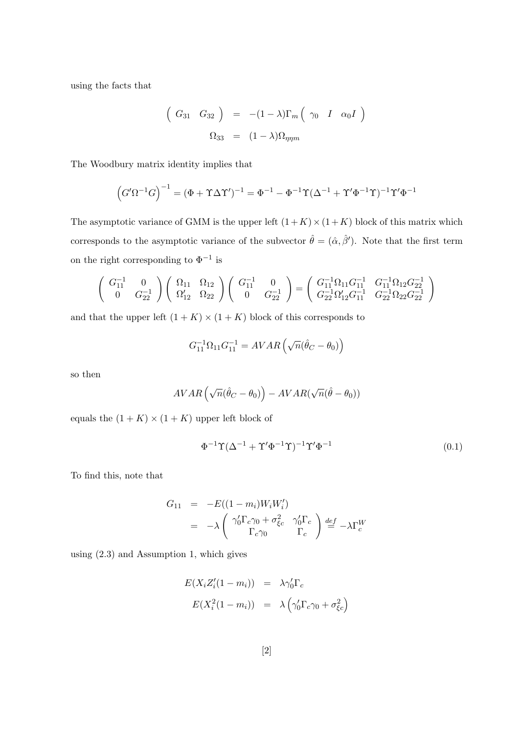using the facts that

$$
\begin{aligned}
\begin{pmatrix} G_{31} & G_{32} \end{pmatrix} &= -(1-\lambda)\Gamma_m \begin{pmatrix} \gamma_0 & I & \alpha_0 I \end{pmatrix} \\
\Omega_{33} &= (1-\lambda)\Omega_{\eta\eta m}
\end{aligned}
$$

The Woodbury matrix identity implies that

$$
\left(G'\Omega^{-1}G\right)^{-1} = (\Phi + \Upsilon\Delta\Upsilon')^{-1} = \Phi^{-1} - \Phi^{-1}\Upsilon(\Delta^{-1} + \Upsilon'\Phi^{-1}\Upsilon)^{-1}\Upsilon'\Phi^{-1}
$$

The asymptotic variance of GMM is the upper left $(1+K)\times(1+K)$ block of this matrix which corresponds to the asymptotic variance of the subvector $\hat{\theta} = (\hat{\alpha}, \hat{\beta}')$. Note that the first term on the right corresponding to $\Phi^{-1}$ is

$$
\begin{pmatrix} G_{11}^{-1} & 0 \\ 0 & G_{22}^{-1} \end{pmatrix} \begin{pmatrix} \Omega_{11} & \Omega_{12} \\ \Omega_{12}' & \Omega_{22} \end{pmatrix} \begin{pmatrix} G_{11}^{-1} & 0 \\ 0 & G_{22}^{-1} \end{pmatrix} = \begin{pmatrix} G_{11}^{-1}\Omega_{11}G_{11}^{-1} & G_{11}^{-1}\Omega_{12}G_{22}^{-1} \\ G_{22}^{-1}\Omega_{12}'G_{11}^{-1} & G_{22}^{-1}\Omega_{22}G_{22}^{-1} \end{pmatrix}
$$

and that the upper left $(1+K)\times(1+K)$ block of this corresponds to

$$
G_{11}^{-1}\Omega_{11}G_{11}^{-1} = AVAR\left(\sqrt{n}(\hat{\theta}_C - \theta_0)\right)
$$

so then

$$
AVAR\left(\sqrt{n}(\hat{\theta}_C - \theta_0)\right) - AVAR(\sqrt{n}(\hat{\theta} - \theta_0))
$$

equals the $(1+K)\times(1+K)$ upper left block of

$$
\Phi^{-1}\Upsilon(\Delta^{-1} + \Upsilon'\Phi^{-1}\Upsilon)^{-1}\Upsilon'\Phi^{-1} \tag{0.1}
$$

To find this, note that

$$
\begin{aligned}
G_{11} &= -E((1-m_i)W_iW_i') \\
&= -\lambda \begin{pmatrix} \gamma_0'\Gamma_c\gamma_0 + \sigma_{\xi c}^2 & \gamma_0'\Gamma_c \\ \Gamma_c\gamma_0 & \Gamma_c \end{pmatrix} \stackrel{def}{=} -\lambda\Gamma_c^W
\end{aligned}
$$

using (2.3) and Assumption 1, which gives

$$
\begin{aligned}
E(X_iZ_i'(1-m_i)) &= \lambda\gamma_0'\Gamma_c \\
E(X_i^2(1-m_i)) &= \lambda\left(\gamma_0'\Gamma_c\gamma_0 + \sigma_{\xi c}^2\right)
\end{aligned}
$$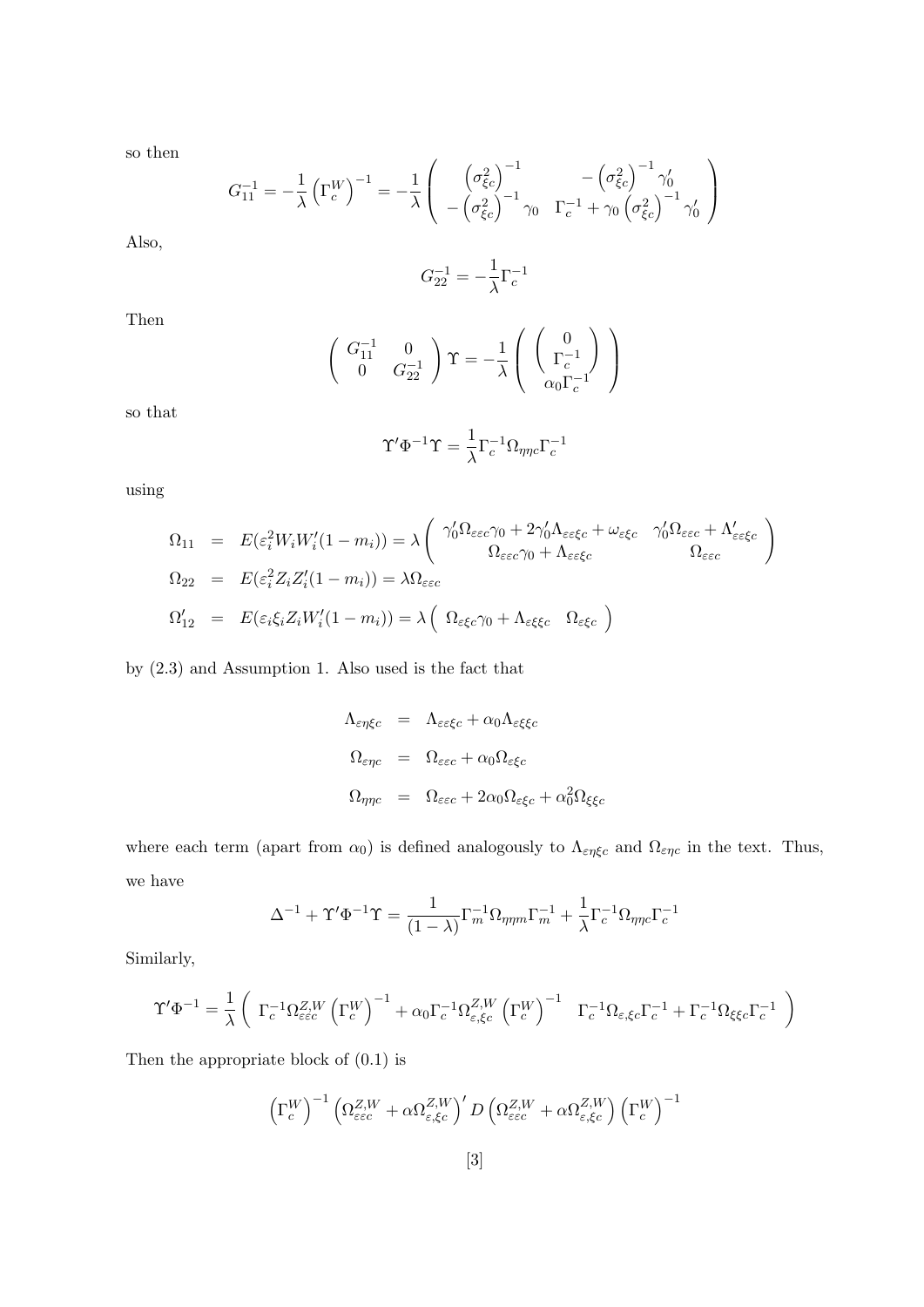so then

$$G_{11}^{-1} = -\frac{1}{\lambda}\left(\Gamma_c^W\right)^{-1} = -\frac{1}{\lambda}\left(\begin{array}{cc} \left(\sigma_{\xi c}^2\right)^{-1} & -\left(\sigma_{\xi c}^2\right)^{-1}\gamma_0' \\ -\left(\sigma_{\xi c}^2\right)^{-1}\gamma_0 & \Gamma_c^{-1} + \gamma_0\left(\sigma_{\xi c}^2\right)^{-1}\gamma_0' \end{array}\right)$$

Also,

$$G_{22}^{-1} = -\frac{1}{\lambda}\Gamma_c^{-1}$$

Then

$$\left(\begin{array}{cc} G_{11}^{-1} & 0 \\ 0 & G_{22}^{-1} \end{array}\right)\Upsilon = -\frac{1}{\lambda}\left(\begin{array}{c} \left(\begin{array}{c} 0 \\ \Gamma_c^{-1} \end{array}\right) \\ \alpha_0\Gamma_c^{-1} \end{array}\right)$$

so that

$$\Upsilon'\Phi^{-1}\Upsilon = \frac{1}{\lambda}\Gamma_c^{-1}\Omega_{\eta\eta c}\Gamma_c^{-1}$$

using

$$\begin{aligned}
\Omega_{11} &= E(\varepsilon_i^2 W_i W_i'(1-m_i)) = \lambda\left(\begin{array}{cc} \gamma_0'\Omega_{\varepsilon\varepsilon c}\gamma_0 + 2\gamma_0'\Lambda_{\varepsilon\varepsilon\xi c} + \omega_{\varepsilon\xi c} & \gamma_0'\Omega_{\varepsilon\varepsilon c} + \Lambda_{\varepsilon\varepsilon\xi c}' \\ \Omega_{\varepsilon\varepsilon c}\gamma_0 + \Lambda_{\varepsilon\varepsilon\xi c} & \Omega_{\varepsilon\varepsilon c} \end{array}\right) \\
\Omega_{22} &= E(\varepsilon_i^2 Z_i Z_i'(1-m_i)) = \lambda\Omega_{\varepsilon\varepsilon c} \\
\Omega_{12}' &= E(\varepsilon_i\xi_i Z_i W_i'(1-m_i)) = \lambda\left(\begin{array}{cc} \Omega_{\varepsilon\xi c}\gamma_0 + \Lambda_{\varepsilon\xi\xi c} & \Omega_{\varepsilon\xi c} \end{array}\right)
\end{aligned}$$

by (2.3) and Assumption 1. Also used is the fact that

$$\begin{aligned}
\Lambda_{\varepsilon\eta\xi c} &= \Lambda_{\varepsilon\varepsilon\xi c} + \alpha_0\Lambda_{\varepsilon\xi\xi c} \\
\Omega_{\varepsilon\eta c} &= \Omega_{\varepsilon\varepsilon c} + \alpha_0\Omega_{\varepsilon\xi c} \\
\Omega_{\eta\eta c} &= \Omega_{\varepsilon\varepsilon c} + 2\alpha_0\Omega_{\varepsilon\xi c} + \alpha_0^2\Omega_{\xi\xi c}
\end{aligned}$$

where each term (apart from $\alpha_0$) is defined analogously to $\Lambda_{\varepsilon\eta\xi c}$ and $\Omega_{\varepsilon\eta c}$ in the text. Thus, we have

$$\Delta^{-1} + \Upsilon'\Phi^{-1}\Upsilon = \frac{1}{(1-\lambda)}\Gamma_m^{-1}\Omega_{\eta\eta m}\Gamma_m^{-1} + \frac{1}{\lambda}\Gamma_c^{-1}\Omega_{\eta\eta c}\Gamma_c^{-1}$$

Similarly,

$$\Upsilon'\Phi^{-1} = \frac{1}{\lambda}\left(\begin{array}{cc} \Gamma_c^{-1}\Omega_{\varepsilon\varepsilon c}^{Z,W}\left(\Gamma_c^W\right)^{-1} + \alpha_0\Gamma_c^{-1}\Omega_{\varepsilon,\xi c}^{Z,W}\left(\Gamma_c^W\right)^{-1} & \Gamma_c^{-1}\Omega_{\varepsilon,\xi c}\Gamma_c^{-1} + \Gamma_c^{-1}\Omega_{\xi\xi c}\Gamma_c^{-1} \end{array}\right)$$

Then the appropriate block of (0.1) is

$$\left(\Gamma_c^W\right)^{-1}\left(\Omega_{\varepsilon\varepsilon c}^{Z,W} + \alpha\Omega_{\varepsilon,\xi c}^{Z,W}\right)' D\left(\Omega_{\varepsilon\varepsilon c}^{Z,W} + \alpha\Omega_{\varepsilon,\xi c}^{Z,W}\right)\left(\Gamma_c^W\right)^{-1}$$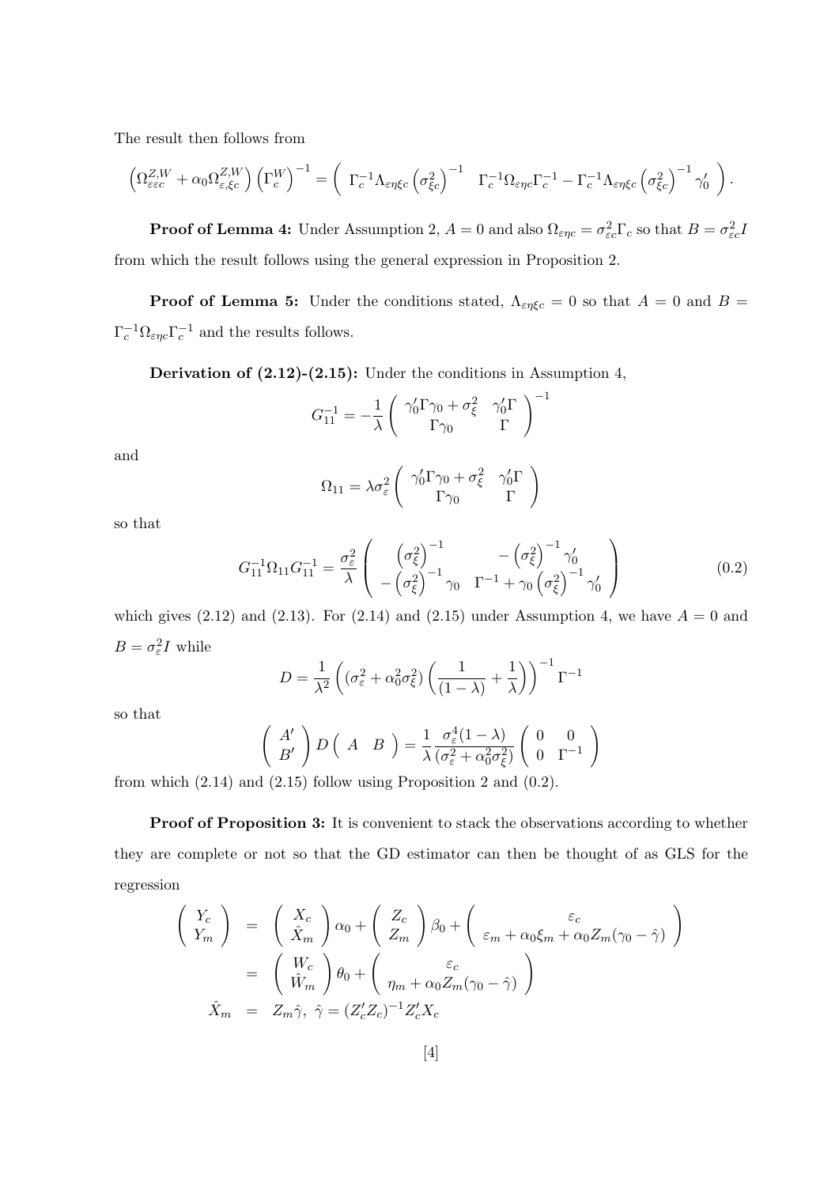The result then follows from

$$\left(\Omega_{\varepsilon\varepsilon c}^{Z,W} + \alpha_0 \Omega_{\varepsilon,\xi c}^{Z,W}\right)\left(\Gamma_c^W\right)^{-1} = \left( \begin{array}{cc} \Gamma_c^{-1}\Lambda_{\varepsilon\eta\xi c}\left(\sigma_{\xi c}^2\right)^{-1} & \Gamma_c^{-1}\Omega_{\varepsilon\eta c}\Gamma_c^{-1} - \Gamma_c^{-1}\Lambda_{\varepsilon\eta\xi c}\left(\sigma_{\xi c}^2\right)^{-1}\gamma_0' \end{array} \right).$$

**Proof of Lemma 4:** Under Assumption 2, $A = 0$ and also $\Omega_{\varepsilon\eta c} = \sigma_{\varepsilon c}^2 \Gamma_c$ so that $B = \sigma_{\varepsilon c}^2 I$ from which the result follows using the general expression in Proposition 2.

**Proof of Lemma 5:** Under the conditions stated, $\Lambda_{\varepsilon\eta\xi c} = 0$ so that $A = 0$ and $B = \Gamma_c^{-1}\Omega_{\varepsilon\eta c}\Gamma_c^{-1}$ and the results follows.

**Derivation of (2.12)-(2.15):** Under the conditions in Assumption 4,

$$G_{11}^{-1} = -\frac{1}{\lambda}\left( \begin{array}{cc} \gamma_0'\Gamma\gamma_0 + \sigma_\xi^2 & \gamma_0'\Gamma \\ \Gamma\gamma_0 & \Gamma \end{array} \right)^{-1}$$

and

$$\Omega_{11} = \lambda\sigma_\varepsilon^2 \left( \begin{array}{cc} \gamma_0'\Gamma\gamma_0 + \sigma_\xi^2 & \gamma_0'\Gamma \\ \Gamma\gamma_0 & \Gamma \end{array} \right)$$

so that

$$G_{11}^{-1}\Omega_{11}G_{11}^{-1} = \frac{\sigma_\varepsilon^2}{\lambda}\left( \begin{array}{cc} \left(\sigma_\xi^2\right)^{-1} & -\left(\sigma_\xi^2\right)^{-1}\gamma_0' \\ -\left(\sigma_\xi^2\right)^{-1}\gamma_0 & \Gamma^{-1} + \gamma_0\left(\sigma_\xi^2\right)^{-1}\gamma_0' \end{array} \right) \tag{0.2}$$

which gives (2.12) and (2.13). For (2.14) and (2.15) under Assumption 4, we have $A = 0$ and $B = \sigma_\varepsilon^2 I$ while

$$D = \frac{1}{\lambda^2}\left( (\sigma_\varepsilon^2 + \alpha_0^2\sigma_\xi^2)\left(\frac{1}{(1-\lambda)} + \frac{1}{\lambda}\right)\right)^{-1}\Gamma^{-1}$$

so that

$$\left( \begin{array}{c} A' \\ B' \end{array} \right) D \left( \begin{array}{cc} A & B \end{array} \right) = \frac{1}{\lambda}\frac{\sigma_\varepsilon^4(1-\lambda)}{(\sigma_\varepsilon^2 + \alpha_0^2\sigma_\xi^2)}\left( \begin{array}{cc} 0 & 0 \\ 0 & \Gamma^{-1} \end{array} \right)$$

from which (2.14) and (2.15) follow using Proposition 2 and (0.2).

**Proof of Proposition 3:** It is convenient to stack the observations according to whether they are complete or not so that the GD estimator can then be thought of as GLS for the regression

$$\begin{aligned}
\left( \begin{array}{c} Y_c \\ Y_m \end{array} \right) &= \left( \begin{array}{c} X_c \\ \hat{X}_m \end{array} \right)\alpha_0 + \left( \begin{array}{c} Z_c \\ Z_m \end{array} \right)\beta_0 + \left( \begin{array}{c} \varepsilon_c \\ \varepsilon_m + \alpha_0\xi_m + \alpha_0 Z_m(\gamma_0 - \hat{\gamma}) \end{array} \right) \\
&= \left( \begin{array}{c} W_c \\ \hat{W}_m \end{array} \right)\theta_0 + \left( \begin{array}{c} \varepsilon_c \\ \eta_m + \alpha_0 Z_m(\gamma_0 - \hat{\gamma}) \end{array} \right) \\
\hat{X}_m &= Z_m\hat{\gamma},\ \hat{\gamma} = (Z_c'Z_c)^{-1}Z_c'X_c
\end{aligned}$$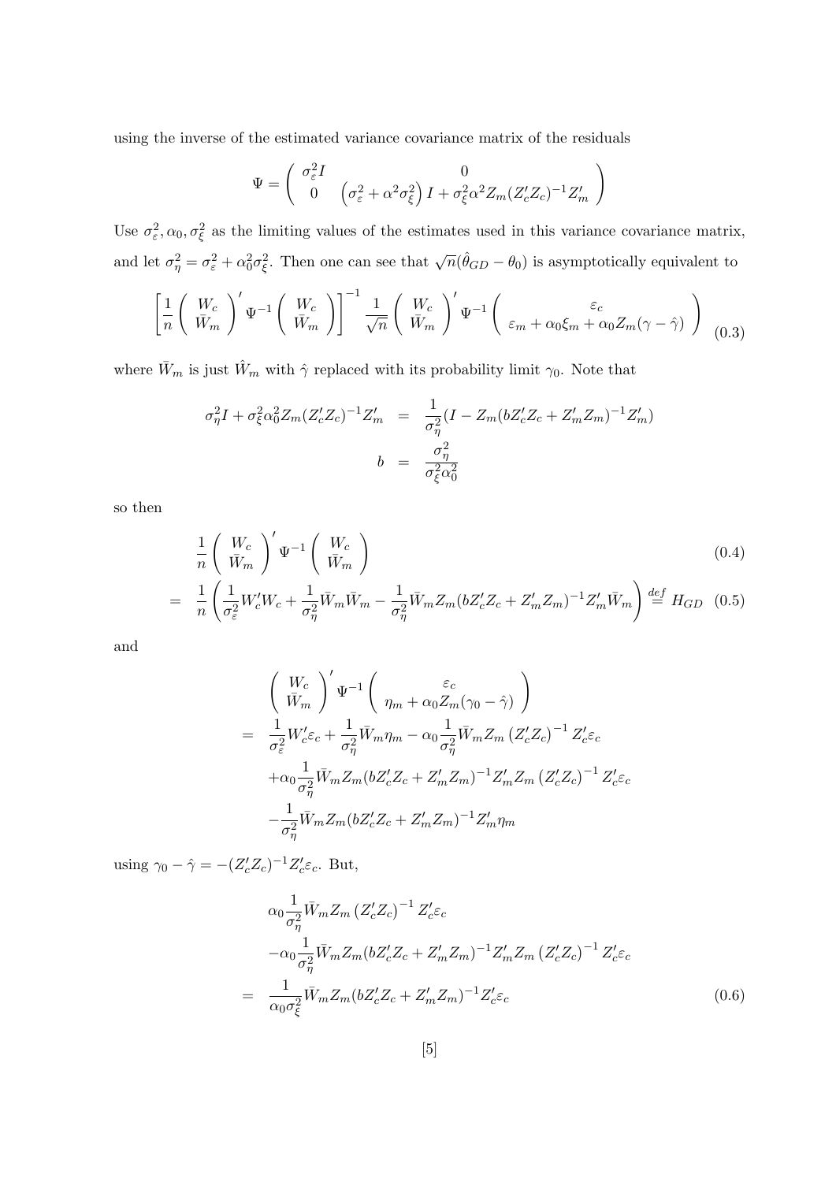using the inverse of the estimated variance covariance matrix of the residuals

$$\Psi = \begin{pmatrix} \sigma_\varepsilon^2 I & 0 \\ 0 & \left(\sigma_\varepsilon^2 + \alpha^2\sigma_\xi^2\right) I + \sigma_\xi^2 \alpha^2 Z_m (Z_c' Z_c)^{-1} Z_m' \end{pmatrix}$$

Use $\sigma_\varepsilon^2, \alpha_0, \sigma_\xi^2$ as the limiting values of the estimates used in this variance covariance matrix, and let $\sigma_\eta^2 = \sigma_\varepsilon^2 + \alpha_0^2\sigma_\xi^2$. Then one can see that $\sqrt{n}(\hat{\theta}_{GD} - \theta_0)$ is asymptotically equivalent to

$$\left[\frac{1}{n}\begin{pmatrix} W_c \\ \bar{W}_m \end{pmatrix}' \Psi^{-1} \begin{pmatrix} W_c \\ \bar{W}_m \end{pmatrix}\right]^{-1} \frac{1}{\sqrt{n}} \begin{pmatrix} W_c \\ \bar{W}_m \end{pmatrix}' \Psi^{-1} \begin{pmatrix} \varepsilon_c \\ \varepsilon_m + \alpha_0 \xi_m + \alpha_0 Z_m(\gamma - \hat{\gamma}) \end{pmatrix} \tag{0.3}$$

where $\bar{W}_m$ is just $\hat{W}_m$ with $\hat{\gamma}$ replaced with its probability limit $\gamma_0$. Note that

$$\begin{aligned} \sigma_\eta^2 I + \sigma_\xi^2 \alpha_0^2 Z_m (Z_c' Z_c)^{-1} Z_m' &= \frac{1}{\sigma_\eta^2}(I - Z_m(bZ_c'Z_c + Z_m'Z_m)^{-1} Z_m') \\ b &= \frac{\sigma_\eta^2}{\sigma_\xi^2 \alpha_0^2} \end{aligned}$$

so then

$$\frac{1}{n}\begin{pmatrix} W_c \\ \bar{W}_m \end{pmatrix}' \Psi^{-1} \begin{pmatrix} W_c \\ \bar{W}_m \end{pmatrix} \tag{0.4}$$

$$= \frac{1}{n}\left(\frac{1}{\sigma_\varepsilon^2} W_c' W_c + \frac{1}{\sigma_\eta^2}\bar{W}_m \bar{W}_m - \frac{1}{\sigma_\eta^2}\bar{W}_m Z_m (bZ_c'Z_c + Z_m'Z_m)^{-1} Z_m' \bar{W}_m\right) \overset{def}{=} H_{GD} \tag{0.5}$$

and

$$\begin{aligned} &\begin{pmatrix} W_c \\ \bar{W}_m \end{pmatrix}' \Psi^{-1} \begin{pmatrix} \varepsilon_c \\ \eta_m + \alpha_0 Z_m(\gamma_0 - \hat{\gamma}) \end{pmatrix} \\ =\ & \frac{1}{\sigma_\varepsilon^2} W_c' \varepsilon_c + \frac{1}{\sigma_\eta^2}\bar{W}_m \eta_m - \alpha_0 \frac{1}{\sigma_\eta^2}\bar{W}_m Z_m \left(Z_c'Z_c\right)^{-1} Z_c' \varepsilon_c \\ & + \alpha_0 \frac{1}{\sigma_\eta^2}\bar{W}_m Z_m (bZ_c'Z_c + Z_m'Z_m)^{-1} Z_m' Z_m \left(Z_c'Z_c\right)^{-1} Z_c'\varepsilon_c \\ & - \frac{1}{\sigma_\eta^2}\bar{W}_m Z_m (bZ_c'Z_c + Z_m'Z_m)^{-1} Z_m' \eta_m \end{aligned}$$

using $\gamma_0 - \hat{\gamma} = -(Z_c'Z_c)^{-1} Z_c' \varepsilon_c$. But,

$$\begin{aligned} & \alpha_0 \frac{1}{\sigma_\eta^2}\bar{W}_m Z_m \left(Z_c'Z_c\right)^{-1} Z_c'\varepsilon_c \\ & - \alpha_0 \frac{1}{\sigma_\eta^2}\bar{W}_m Z_m (bZ_c'Z_c + Z_m'Z_m)^{-1} Z_m' Z_m \left(Z_c'Z_c\right)^{-1} Z_c'\varepsilon_c \\ =\ & \frac{1}{\alpha_0 \sigma_\xi^2}\bar{W}_m Z_m (bZ_c'Z_c + Z_m'Z_m)^{-1} Z_c'\varepsilon_c \end{aligned} \tag{0.6}$$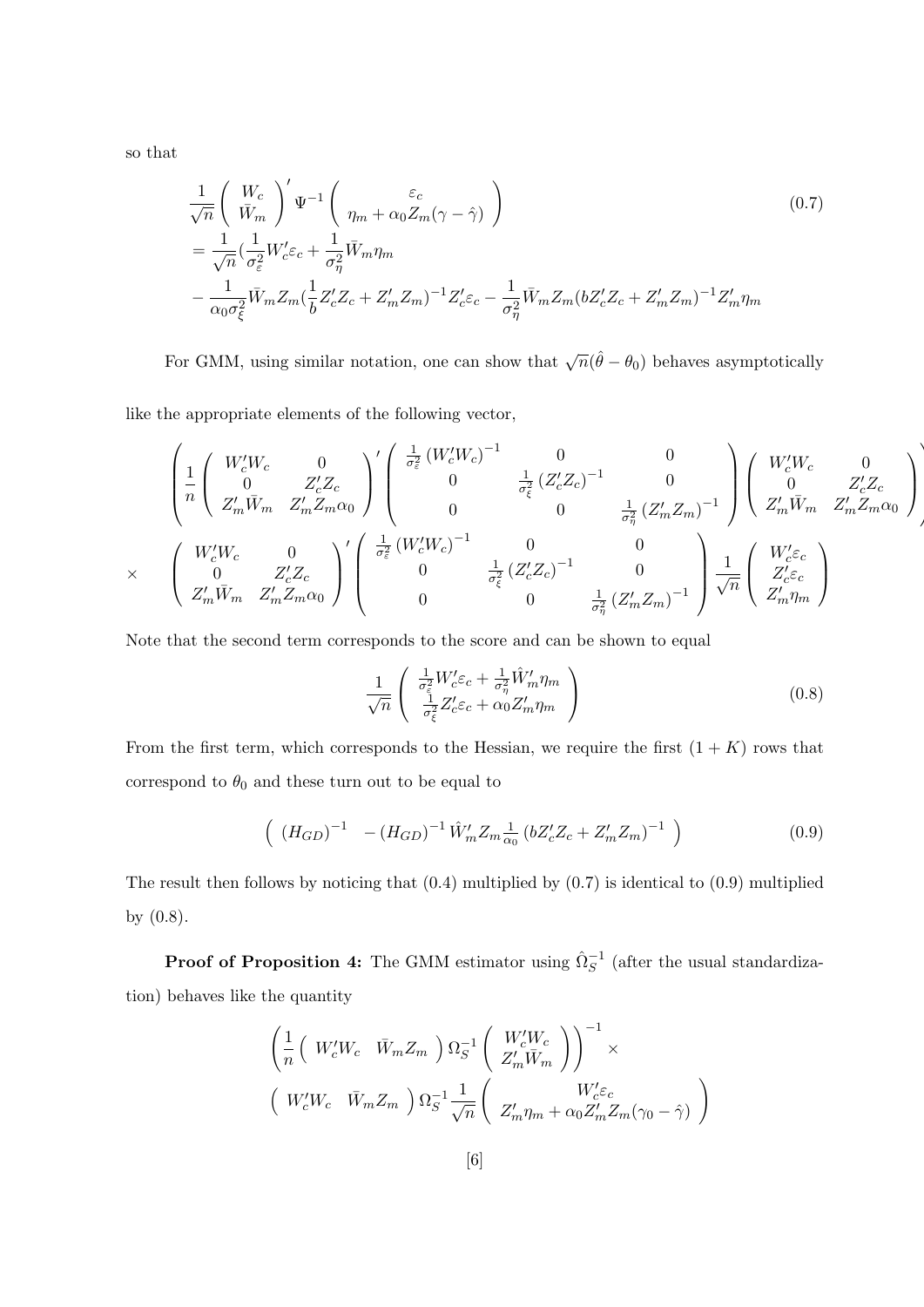so that

$$
\begin{aligned}
&\frac{1}{\sqrt{n}}\left(\begin{array}{c} W_c \\ \bar{W}_m \end{array}\right)' \Psi^{-1} \left(\begin{array}{c} \varepsilon_c \\ \eta_m + \alpha_0 Z_m(\gamma - \hat{\gamma}) \end{array}\right) \\
&= \frac{1}{\sqrt{n}}\left(\frac{1}{\sigma_\varepsilon^2} W_c' \varepsilon_c + \frac{1}{\sigma_\eta^2} \bar{W}_m \eta_m\right. \\
&- \frac{1}{\alpha_0 \sigma_\xi^2} \bar{W}_m Z_m \left(\frac{1}{b} Z_c' Z_c + Z_m' Z_m\right)^{-1} Z_c' \varepsilon_c - \frac{1}{\sigma_\eta^2} \bar{W}_m Z_m (b Z_c' Z_c + Z_m' Z_m)^{-1} Z_m' \eta_m
\end{aligned}
\tag{0.7}
$$

For GMM, using similar notation, one can show that $\sqrt{n}(\hat{\theta} - \theta_0)$ behaves asymptotically like the appropriate elements of the following vector,

$$
\left(\frac{1}{n}\left(\begin{array}{cc} W_c'W_c & 0 \\ 0 & Z_c'Z_c \\ Z_m'\bar{W}_m & Z_m'Z_m\alpha_0 \end{array}\right)' \left(\begin{array}{ccc} \frac{1}{\sigma_\varepsilon^2}(W_c'W_c)^{-1} & 0 & 0 \\ 0 & \frac{1}{\sigma_\xi^2}(Z_c'Z_c)^{-1} & 0 \\ 0 & 0 & \frac{1}{\sigma_\eta^2}(Z_m'Z_m)^{-1} \end{array}\right) \left(\begin{array}{cc} W_c'W_c & 0 \\ 0 & Z_c'Z_c \\ Z_m'\bar{W}_m & Z_m'Z_m\alpha_0 \end{array}\right)\right)
$$

$$
\times \quad \left(\begin{array}{cc} W_c'W_c & 0 \\ 0 & Z_c'Z_c \\ Z_m'\bar{W}_m & Z_m'Z_m\alpha_0 \end{array}\right)' \left(\begin{array}{ccc} \frac{1}{\sigma_\varepsilon^2}(W_c'W_c)^{-1} & 0 & 0 \\ 0 & \frac{1}{\sigma_\xi^2}(Z_c'Z_c)^{-1} & 0 \\ 0 & 0 & \frac{1}{\sigma_\eta^2}(Z_m'Z_m)^{-1} \end{array}\right) \frac{1}{\sqrt{n}} \left(\begin{array}{c} W_c'\varepsilon_c \\ Z_c'\varepsilon_c \\ Z_m'\eta_m \end{array}\right)
$$

Note that the second term corresponds to the score and can be shown to equal

$$
\frac{1}{\sqrt{n}}\left(\begin{array}{c} \frac{1}{\sigma_\varepsilon^2} W_c'\varepsilon_c + \frac{1}{\sigma_\eta^2}\hat{W}_m'\eta_m \\ \frac{1}{\sigma_\xi^2} Z_c'\varepsilon_c + \alpha_0 Z_m'\eta_m \end{array}\right)
\tag{0.8}
$$

From the first term, which corresponds to the Hessian, we require the first $(1+K)$ rows that correspond to $\theta_0$ and these turn out to be equal to

$$
\left(\begin{array}{cc} (H_{GD})^{-1} & -(H_{GD})^{-1}\hat{W}_m' Z_m \frac{1}{\alpha_0}(bZ_c'Z_c + Z_m'Z_m)^{-1} \end{array}\right)
\tag{0.9}
$$

The result then follows by noticing that (0.4) multiplied by (0.7) is identical to (0.9) multiplied by (0.8).

**Proof of Proposition 4:** The GMM estimator using $\hat{\Omega}_S^{-1}$ (after the usual standardization) behaves like the quantity

$$
\left(\frac{1}{n}\left(\begin{array}{cc} W_c'W_c & \bar{W}_m Z_m \end{array}\right)\Omega_S^{-1}\left(\begin{array}{c} W_c'W_c \\ Z_m'\bar{W}_m \end{array}\right)\right)^{-1} \times
$$

$$
\left(\begin{array}{cc} W_c'W_c & \bar{W}_m Z_m \end{array}\right)\Omega_S^{-1}\frac{1}{\sqrt{n}}\left(\begin{array}{c} W_c'\varepsilon_c \\ Z_m'\eta_m + \alpha_0 Z_m'Z_m(\gamma_0 - \hat{\gamma}) \end{array}\right)
$$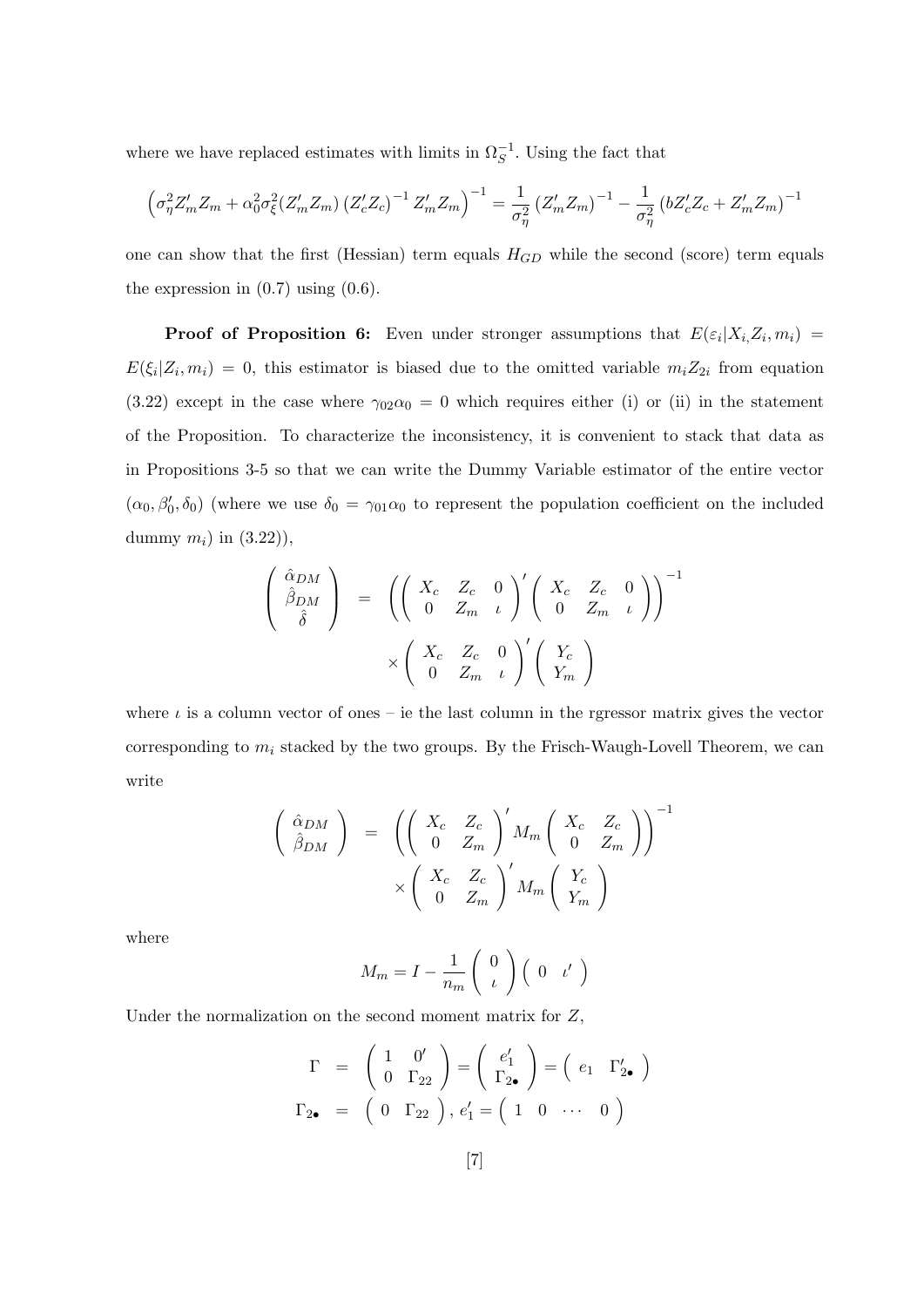where we have replaced estimates with limits in $\Omega_S^{-1}$. Using the fact that

$$\left(\sigma_\eta^2 Z_m' Z_m + \alpha_0^2 \sigma_\xi^2 (Z_m' Z_m) \left(Z_c' Z_c\right)^{-1} Z_m' Z_m\right)^{-1} = \frac{1}{\sigma_\eta^2} \left(Z_m' Z_m\right)^{-1} - \frac{1}{\sigma_\eta^2} \left(b Z_c' Z_c + Z_m' Z_m\right)^{-1}$$

one can show that the first (Hessian) term equals $H_{GD}$ while the second (score) term equals the expression in (0.7) using (0.6).

**Proof of Proposition 6:** Even under stronger assumptions that $E(\varepsilon_i | X_i, Z_i, m_i) = E(\xi_i | Z_i, m_i) = 0$, this estimator is biased due to the omitted variable $m_i Z_{2i}$ from equation (3.22) except in the case where $\gamma_{02}\alpha_0 = 0$ which requires either (i) or (ii) in the statement of the Proposition. To characterize the inconsistency, it is convenient to stack that data as in Propositions 3-5 so that we can write the Dummy Variable estimator of the entire vector $(\alpha_0, \beta_0', \delta_0)$ (where we use $\delta_0 = \gamma_{01}\alpha_0$ to represent the population coefficient on the included dummy $m_i$) in (3.22)),

$$\begin{aligned}
\begin{pmatrix} \hat{\alpha}_{DM} \\ \hat{\beta}_{DM} \\ \hat{\delta} \end{pmatrix} &= \left( \begin{pmatrix} X_c & Z_c & 0 \\ 0 & Z_m & \iota \end{pmatrix}' \begin{pmatrix} X_c & Z_c & 0 \\ 0 & Z_m & \iota \end{pmatrix} \right)^{-1} \\
&\quad \times \begin{pmatrix} X_c & Z_c & 0 \\ 0 & Z_m & \iota \end{pmatrix}' \begin{pmatrix} Y_c \\ Y_m \end{pmatrix}
\end{aligned}$$

where $\iota$ is a column vector of ones – ie the last column in the rgressor matrix gives the vector corresponding to $m_i$ stacked by the two groups. By the Frisch-Waugh-Lovell Theorem, we can write

$$\begin{aligned}
\begin{pmatrix} \hat{\alpha}_{DM} \\ \hat{\beta}_{DM} \end{pmatrix} &= \left( \begin{pmatrix} X_c & Z_c \\ 0 & Z_m \end{pmatrix}' M_m \begin{pmatrix} X_c & Z_c \\ 0 & Z_m \end{pmatrix} \right)^{-1} \\
&\quad \times \begin{pmatrix} X_c & Z_c \\ 0 & Z_m \end{pmatrix}' M_m \begin{pmatrix} Y_c \\ Y_m \end{pmatrix}
\end{aligned}$$

where

$$M_m = I - \frac{1}{n_m} \begin{pmatrix} 0 \\ \iota \end{pmatrix} \begin{pmatrix} 0 & \iota' \end{pmatrix}$$

Under the normalization on the second moment matrix for $Z$,

$$\begin{aligned}
\Gamma &= \begin{pmatrix} 1 & 0' \\ 0 & \Gamma_{22} \end{pmatrix} = \begin{pmatrix} e_1' \\ \Gamma_{2\bullet} \end{pmatrix} = \begin{pmatrix} e_1 & \Gamma_{2\bullet}' \end{pmatrix} \\
\Gamma_{2\bullet} &= \begin{pmatrix} 0 & \Gamma_{22} \end{pmatrix}, \; e_1' = \begin{pmatrix} 1 & 0 & \cdots & 0 \end{pmatrix}
\end{aligned}$$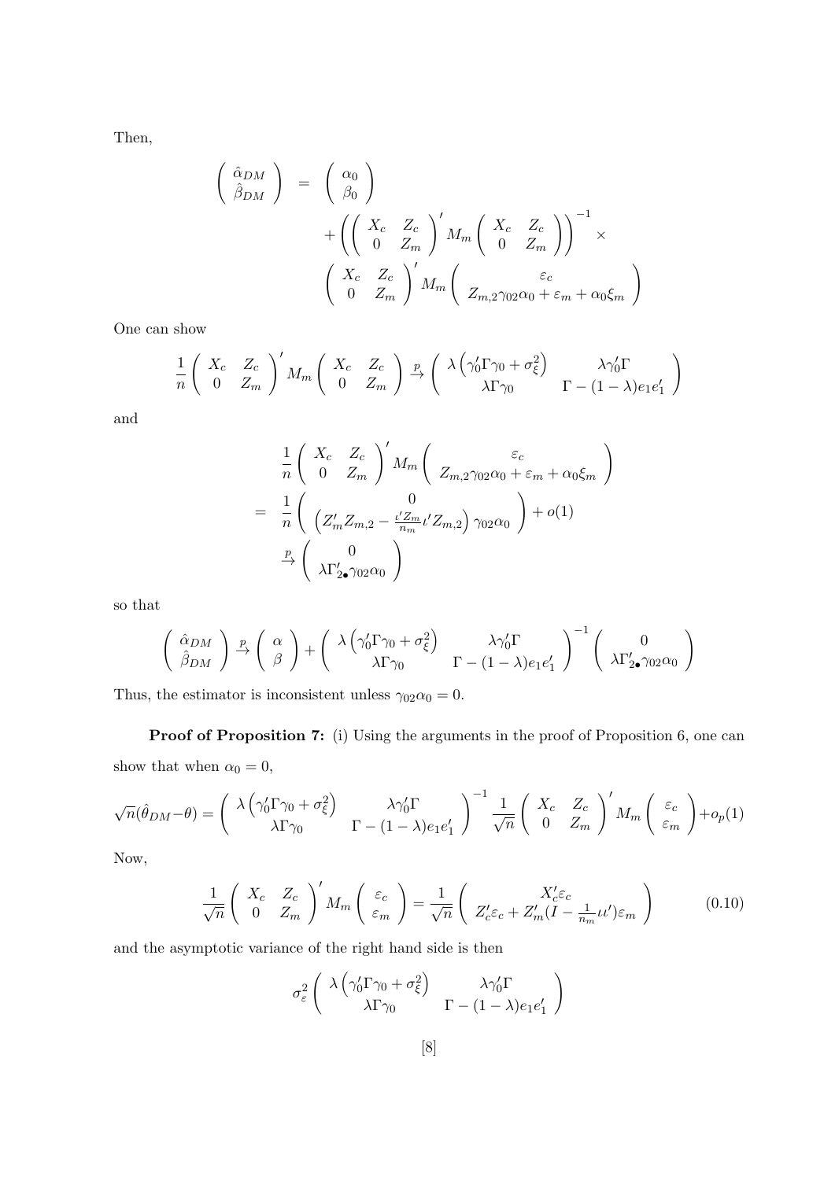Then,

$$
\begin{pmatrix} \hat{\alpha}_{DM} \\ \hat{\beta}_{DM} \end{pmatrix} = \begin{pmatrix} \alpha_0 \\ \beta_0 \end{pmatrix} + \left( \begin{pmatrix} X_c & Z_c \\ 0 & Z_m \end{pmatrix}' M_m \begin{pmatrix} X_c & Z_c \\ 0 & Z_m \end{pmatrix} \right)^{-1} \times \begin{pmatrix} X_c & Z_c \\ 0 & Z_m \end{pmatrix}' M_m \begin{pmatrix} \varepsilon_c \\ Z_{m,2}\gamma_{02}\alpha_0 + \varepsilon_m + \alpha_0 \xi_m \end{pmatrix}
$$

One can show

$$
\frac{1}{n} \begin{pmatrix} X_c & Z_c \\ 0 & Z_m \end{pmatrix}' M_m \begin{pmatrix} X_c & Z_c \\ 0 & Z_m \end{pmatrix} \xrightarrow{p} \begin{pmatrix} \lambda\left(\gamma_0'\Gamma\gamma_0 + \sigma_\xi^2\right) & \lambda\gamma_0'\Gamma \\ \lambda\Gamma\gamma_0 & \Gamma - (1-\lambda)e_1 e_1' \end{pmatrix}
$$

and

$$
\begin{aligned}
& \frac{1}{n} \begin{pmatrix} X_c & Z_c \\ 0 & Z_m \end{pmatrix}' M_m \begin{pmatrix} \varepsilon_c \\ Z_{m,2}\gamma_{02}\alpha_0 + \varepsilon_m + \alpha_0 \xi_m \end{pmatrix} \\
= & \frac{1}{n} \begin{pmatrix} 0 \\ \left(Z_m' Z_{m,2} - \frac{\iota' Z_m}{n_m}\iota' Z_{m,2}\right)\gamma_{02}\alpha_0 \end{pmatrix} + o(1) \\
& \xrightarrow{p} \begin{pmatrix} 0 \\ \lambda\Gamma_{2\bullet}'\gamma_{02}\alpha_0 \end{pmatrix}
\end{aligned}
$$

so that

$$
\begin{pmatrix} \hat{\alpha}_{DM} \\ \hat{\beta}_{DM} \end{pmatrix} \xrightarrow{p} \begin{pmatrix} \alpha \\ \beta \end{pmatrix} + \begin{pmatrix} \lambda\left(\gamma_0'\Gamma\gamma_0 + \sigma_\xi^2\right) & \lambda\gamma_0'\Gamma \\ \lambda\Gamma\gamma_0 & \Gamma - (1-\lambda)e_1 e_1' \end{pmatrix}^{-1} \begin{pmatrix} 0 \\ \lambda\Gamma_{2\bullet}'\gamma_{02}\alpha_0 \end{pmatrix}
$$

Thus, the estimator is inconsistent unless $\gamma_{02}\alpha_0 = 0$.

**Proof of Proposition 7:** (i) Using the arguments in the proof of Proposition 6, one can show that when $\alpha_0 = 0$,

$$
\sqrt{n}(\hat{\theta}_{DM} - \theta) = \begin{pmatrix} \lambda\left(\gamma_0'\Gamma\gamma_0 + \sigma_\xi^2\right) & \lambda\gamma_0'\Gamma \\ \lambda\Gamma\gamma_0 & \Gamma - (1-\lambda)e_1 e_1' \end{pmatrix}^{-1} \frac{1}{\sqrt{n}} \begin{pmatrix} X_c & Z_c \\ 0 & Z_m \end{pmatrix}' M_m \begin{pmatrix} \varepsilon_c \\ \varepsilon_m \end{pmatrix} + o_p(1)
$$

Now,

$$
\frac{1}{\sqrt{n}} \begin{pmatrix} X_c & Z_c \\ 0 & Z_m \end{pmatrix}' M_m \begin{pmatrix} \varepsilon_c \\ \varepsilon_m \end{pmatrix} = \frac{1}{\sqrt{n}} \begin{pmatrix} X_c'\varepsilon_c \\ Z_c'\varepsilon_c + Z_m'(I - \frac{1}{n_m}\iota\iota')\varepsilon_m \end{pmatrix} \tag{0.10}
$$

and the asymptotic variance of the right hand side is then

$$
\sigma_\varepsilon^2 \begin{pmatrix} \lambda\left(\gamma_0'\Gamma\gamma_0 + \sigma_\xi^2\right) & \lambda\gamma_0'\Gamma \\ \lambda\Gamma\gamma_0 & \Gamma - (1-\lambda)e_1 e_1' \end{pmatrix}
$$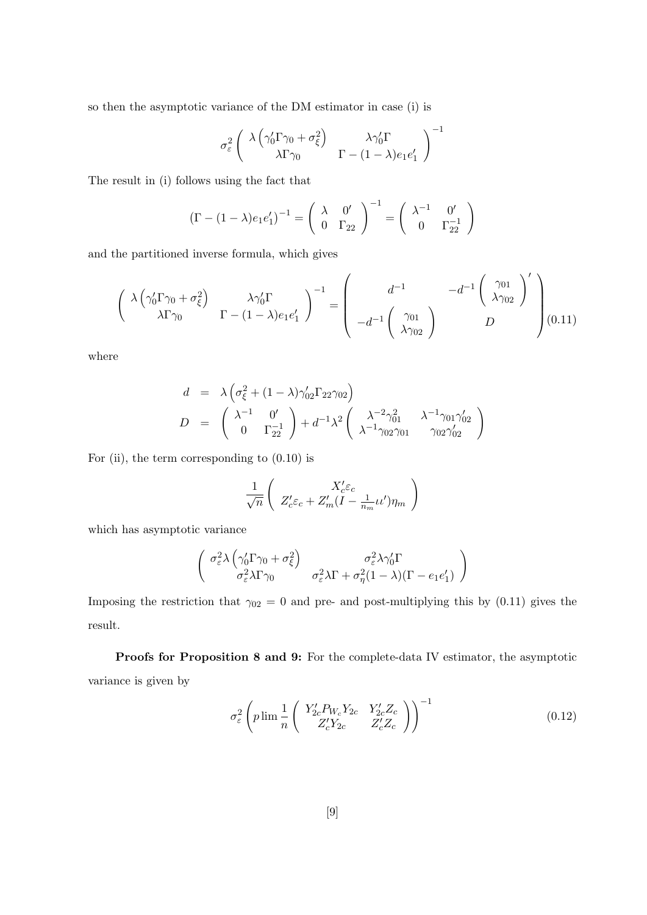so then the asymptotic variance of the DM estimator in case (i) is

$$\sigma_\varepsilon^2 \begin{pmatrix} \lambda\left(\gamma_0'\Gamma\gamma_0 + \sigma_\xi^2\right) & \lambda\gamma_0'\Gamma \\ \lambda\Gamma\gamma_0 & \Gamma - (1-\lambda)e_1e_1' \end{pmatrix}^{-1}$$

The result in (i) follows using the fact that

$$\left(\Gamma - (1-\lambda)e_1e_1'\right)^{-1} = \begin{pmatrix} \lambda & 0' \\ 0 & \Gamma_{22} \end{pmatrix}^{-1} = \begin{pmatrix} \lambda^{-1} & 0' \\ 0 & \Gamma_{22}^{-1} \end{pmatrix}$$

and the partitioned inverse formula, which gives

$$\begin{pmatrix} \lambda\left(\gamma_0'\Gamma\gamma_0 + \sigma_\xi^2\right) & \lambda\gamma_0'\Gamma \\ \lambda\Gamma\gamma_0 & \Gamma - (1-\lambda)e_1e_1' \end{pmatrix}^{-1} = \begin{pmatrix} d^{-1} & -d^{-1}\begin{pmatrix} \gamma_{01} \\ \lambda\gamma_{02} \end{pmatrix}' \\ -d^{-1}\begin{pmatrix} \gamma_{01} \\ \lambda\gamma_{02} \end{pmatrix} & D \end{pmatrix} \tag{0.11}$$

where

$$\begin{aligned} d &= \lambda\left(\sigma_\xi^2 + (1-\lambda)\gamma_{02}'\Gamma_{22}\gamma_{02}\right) \\ D &= \begin{pmatrix} \lambda^{-1} & 0' \\ 0 & \Gamma_{22}^{-1} \end{pmatrix} + d^{-1}\lambda^2 \begin{pmatrix} \lambda^{-2}\gamma_{01}^2 & \lambda^{-1}\gamma_{01}\gamma_{02}' \\ \lambda^{-1}\gamma_{02}\gamma_{01} & \gamma_{02}\gamma_{02}' \end{pmatrix} \end{aligned}$$

For (ii), the term corresponding to (0.10) is

$$\frac{1}{\sqrt{n}}\begin{pmatrix} X_c'\varepsilon_c \\ Z_c'\varepsilon_c + Z_m'(I - \frac{1}{n_m}\iota\iota')\eta_m \end{pmatrix}$$

which has asymptotic variance

$$\begin{pmatrix} \sigma_\varepsilon^2\lambda\left(\gamma_0'\Gamma\gamma_0 + \sigma_\xi^2\right) & \sigma_\varepsilon^2\lambda\gamma_0'\Gamma \\ \sigma_\varepsilon^2\lambda\Gamma\gamma_0 & \sigma_\varepsilon^2\lambda\Gamma + \sigma_\eta^2(1-\lambda)(\Gamma - e_1e_1') \end{pmatrix}$$

Imposing the restriction that $\gamma_{02} = 0$ and pre- and post-multiplying this by (0.11) gives the result.

**Proofs for Proposition 8 and 9:** For the complete-data IV estimator, the asymptotic variance is given by

$$\sigma_\varepsilon^2\left(p\lim\frac{1}{n}\begin{pmatrix} Y_{2c}'P_{W_c}Y_{2c} & Y_{2c}'Z_c \\ Z_c'Y_{2c} & Z_c'Z_c \end{pmatrix}\right)^{-1} \tag{0.12}$$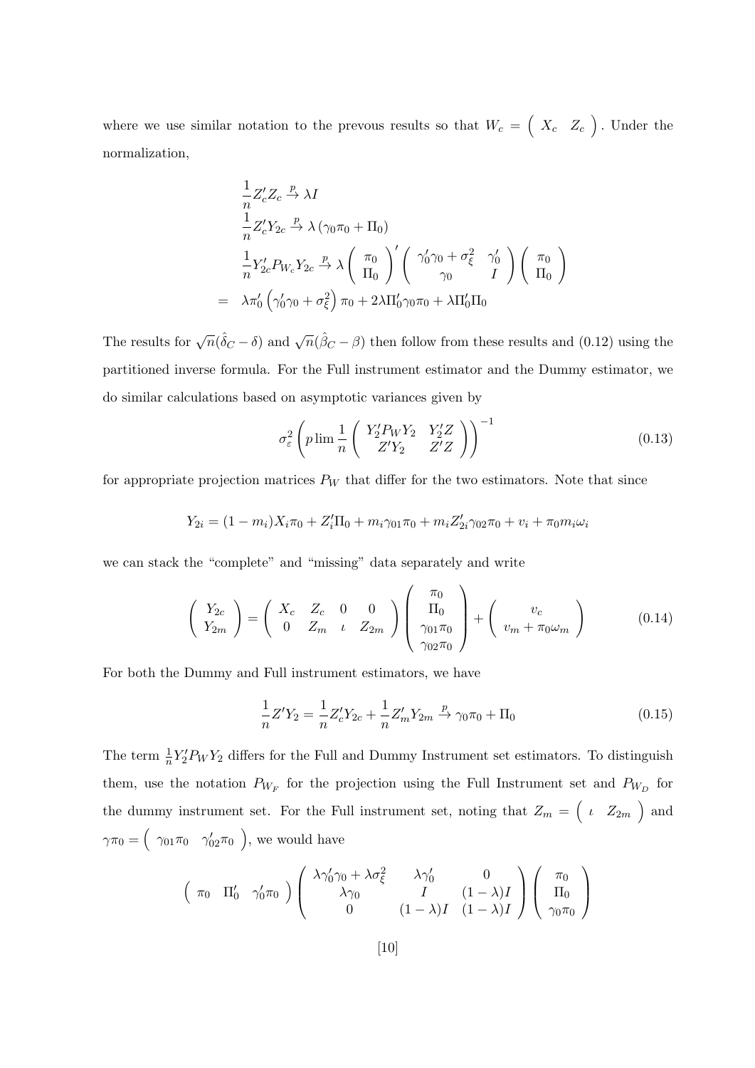where we use similar notation to the prevous results so that $W_c = \begin{pmatrix} X_c & Z_c \end{pmatrix}$. Under the normalization,

$$
\begin{aligned}
&\frac{1}{n}Z_c'Z_c \xrightarrow{p} \lambda I \\
&\frac{1}{n}Z_c'Y_{2c} \xrightarrow{p} \lambda\left(\gamma_0\pi_0 + \Pi_0\right) \\
&\frac{1}{n}Y_{2c}'P_{W_c}Y_{2c} \xrightarrow{p} \lambda \begin{pmatrix} \pi_0 \\ \Pi_0 \end{pmatrix}' \begin{pmatrix} \gamma_0'\gamma_0 + \sigma_\xi^2 & \gamma_0' \\ \gamma_0 & I \end{pmatrix} \begin{pmatrix} \pi_0 \\ \Pi_0 \end{pmatrix} \\
= \;& \lambda\pi_0'\left(\gamma_0'\gamma_0 + \sigma_\xi^2\right)\pi_0 + 2\lambda\Pi_0'\gamma_0\pi_0 + \lambda\Pi_0'\Pi_0
\end{aligned}
$$

The results for $\sqrt{n}(\hat{\delta}_C - \delta)$ and $\sqrt{n}(\hat{\beta}_C - \beta)$ then follow from these results and (0.12) using the partitioned inverse formula. For the Full instrument estimator and the Dummy estimator, we do similar calculations based on asymptotic variances given by

$$
\sigma_\varepsilon^2 \left( p\lim \frac{1}{n} \begin{pmatrix} Y_2'P_WY_2 & Y_2'Z \\ Z'Y_2 & Z'Z \end{pmatrix} \right)^{-1} \tag{0.13}
$$

for appropriate projection matrices $P_W$ that differ for the two estimators. Note that since

$$
Y_{2i} = (1-m_i)X_i\pi_0 + Z_i'\Pi_0 + m_i\gamma_{01}\pi_0 + m_iZ_{2i}'\gamma_{02}\pi_0 + v_i + \pi_0 m_i\omega_i
$$

we can stack the "complete" and "missing" data separately and write

$$
\begin{pmatrix} Y_{2c} \\ Y_{2m} \end{pmatrix} = \begin{pmatrix} X_c & Z_c & 0 & 0 \\ 0 & Z_m & \iota & Z_{2m} \end{pmatrix} \begin{pmatrix} \pi_0 \\ \Pi_0 \\ \gamma_{01}\pi_0 \\ \gamma_{02}\pi_0 \end{pmatrix} + \begin{pmatrix} v_c \\ v_m + \pi_0\omega_m \end{pmatrix} \tag{0.14}
$$

For both the Dummy and Full instrument estimators, we have

$$
\frac{1}{n}Z'Y_2 = \frac{1}{n}Z_c'Y_{2c} + \frac{1}{n}Z_m'Y_{2m} \xrightarrow{p} \gamma_0\pi_0 + \Pi_0 \tag{0.15}
$$

The term $\frac{1}{n}Y_2'P_WY_2$ differs for the Full and Dummy Instrument set estimators. To distinguish them, use the notation $P_{W_F}$ for the projection using the Full Instrument set and $P_{W_D}$ for the dummy instrument set. For the Full instrument set, noting that $Z_m = \begin{pmatrix} \iota & Z_{2m} \end{pmatrix}$ and $\gamma\pi_0 = \begin{pmatrix} \gamma_{01}\pi_0 & \gamma_{02}'\pi_0 \end{pmatrix}$, we would have

$$
\begin{pmatrix} \pi_0 & \Pi_0' & \gamma_0'\pi_0 \end{pmatrix} \begin{pmatrix} \lambda\gamma_0'\gamma_0 + \lambda\sigma_\xi^2 & \lambda\gamma_0' & 0 \\ \lambda\gamma_0 & I & (1-\lambda)I \\ 0 & (1-\lambda)I & (1-\lambda)I \end{pmatrix} \begin{pmatrix} \pi_0 \\ \Pi_0 \\ \gamma_0\pi_0 \end{pmatrix}
$$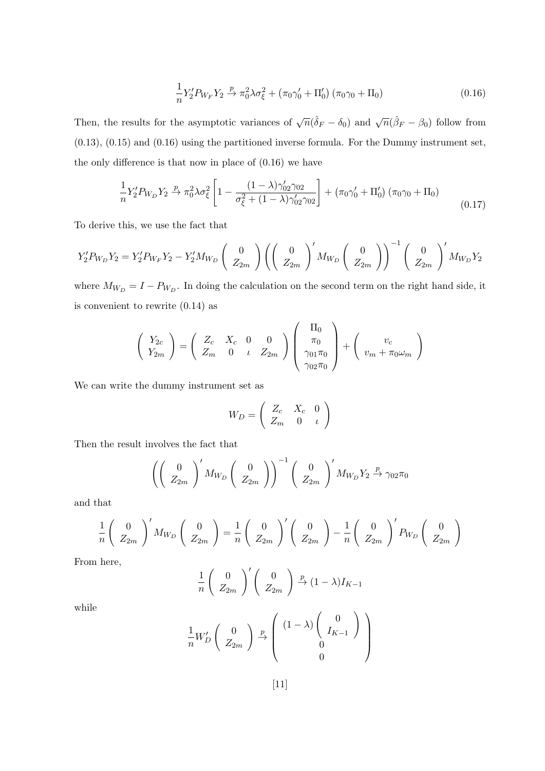$$\frac{1}{n} Y_2' P_{W_F} Y_2 \xrightarrow{p} \pi_0^2 \lambda \sigma_\xi^2 + \left(\pi_0 \gamma_0' + \Pi_0'\right) \left(\pi_0 \gamma_0 + \Pi_0\right) \tag{0.16}$$

Then, the results for the asymptotic variances of $\sqrt{n}(\hat{\delta}_F - \delta_0)$ and $\sqrt{n}(\hat{\beta}_F - \beta_0)$ follow from (0.13), (0.15) and (0.16) using the partitioned inverse formula. For the Dummy instrument set, the only difference is that now in place of (0.16) we have

$$\frac{1}{n} Y_2' P_{W_D} Y_2 \xrightarrow{p} \pi_0^2 \lambda \sigma_\xi^2 \left[1 - \frac{(1-\lambda)\gamma_{02}'\gamma_{02}}{\sigma_\xi^2 + (1-\lambda)\gamma_{02}'\gamma_{02}}\right] + \left(\pi_0 \gamma_0' + \Pi_0'\right) \left(\pi_0 \gamma_0 + \Pi_0\right) \tag{0.17}$$

To derive this, we use the fact that

$$Y_2' P_{W_D} Y_2 = Y_2' P_{W_F} Y_2 - Y_2' M_{W_D} \begin{pmatrix} 0 \\ Z_{2m} \end{pmatrix} \left( \begin{pmatrix} 0 \\ Z_{2m} \end{pmatrix}' M_{W_D} \begin{pmatrix} 0 \\ Z_{2m} \end{pmatrix} \right)^{-1} \begin{pmatrix} 0 \\ Z_{2m} \end{pmatrix}' M_{W_D} Y_2$$

where $M_{W_D} = I - P_{W_D}$. In doing the calculation on the second term on the right hand side, it is convenient to rewrite (0.14) as

$$\begin{pmatrix} Y_{2c} \\ Y_{2m} \end{pmatrix} = \begin{pmatrix} Z_c & X_c & 0 & 0 \\ Z_m & 0 & \iota & Z_{2m} \end{pmatrix} \begin{pmatrix} \Pi_0 \\ \pi_0 \\ \gamma_{01}\pi_0 \\ \gamma_{02}\pi_0 \end{pmatrix} + \begin{pmatrix} v_c \\ v_m + \pi_0 \omega_m \end{pmatrix}$$

We can write the dummy instrument set as

$$W_D = \begin{pmatrix} Z_c & X_c & 0 \\ Z_m & 0 & \iota \end{pmatrix}$$

Then the result involves the fact that

$$\left( \begin{pmatrix} 0 \\ Z_{2m} \end{pmatrix}' M_{W_D} \begin{pmatrix} 0 \\ Z_{2m} \end{pmatrix} \right)^{-1} \begin{pmatrix} 0 \\ Z_{2m} \end{pmatrix}' M_{W_D} Y_2 \xrightarrow{p} \gamma_{02}\pi_0$$

and that

$$\frac{1}{n} \begin{pmatrix} 0 \\ Z_{2m} \end{pmatrix}' M_{W_D} \begin{pmatrix} 0 \\ Z_{2m} \end{pmatrix} = \frac{1}{n} \begin{pmatrix} 0 \\ Z_{2m} \end{pmatrix}' \begin{pmatrix} 0 \\ Z_{2m} \end{pmatrix} - \frac{1}{n} \begin{pmatrix} 0 \\ Z_{2m} \end{pmatrix}' P_{W_D} \begin{pmatrix} 0 \\ Z_{2m} \end{pmatrix}$$

From here,

$$\frac{1}{n} \begin{pmatrix} 0 \\ Z_{2m} \end{pmatrix}' \begin{pmatrix} 0 \\ Z_{2m} \end{pmatrix} \xrightarrow{p} (1-\lambda) I_{K-1}$$

while

$$\frac{1}{n} W_D' \begin{pmatrix} 0 \\ Z_{2m} \end{pmatrix} \xrightarrow{p} \begin{pmatrix} (1-\lambda) \begin{pmatrix} 0 \\ I_{K-1} \end{pmatrix} \\ 0 \\ 0 \end{pmatrix}$$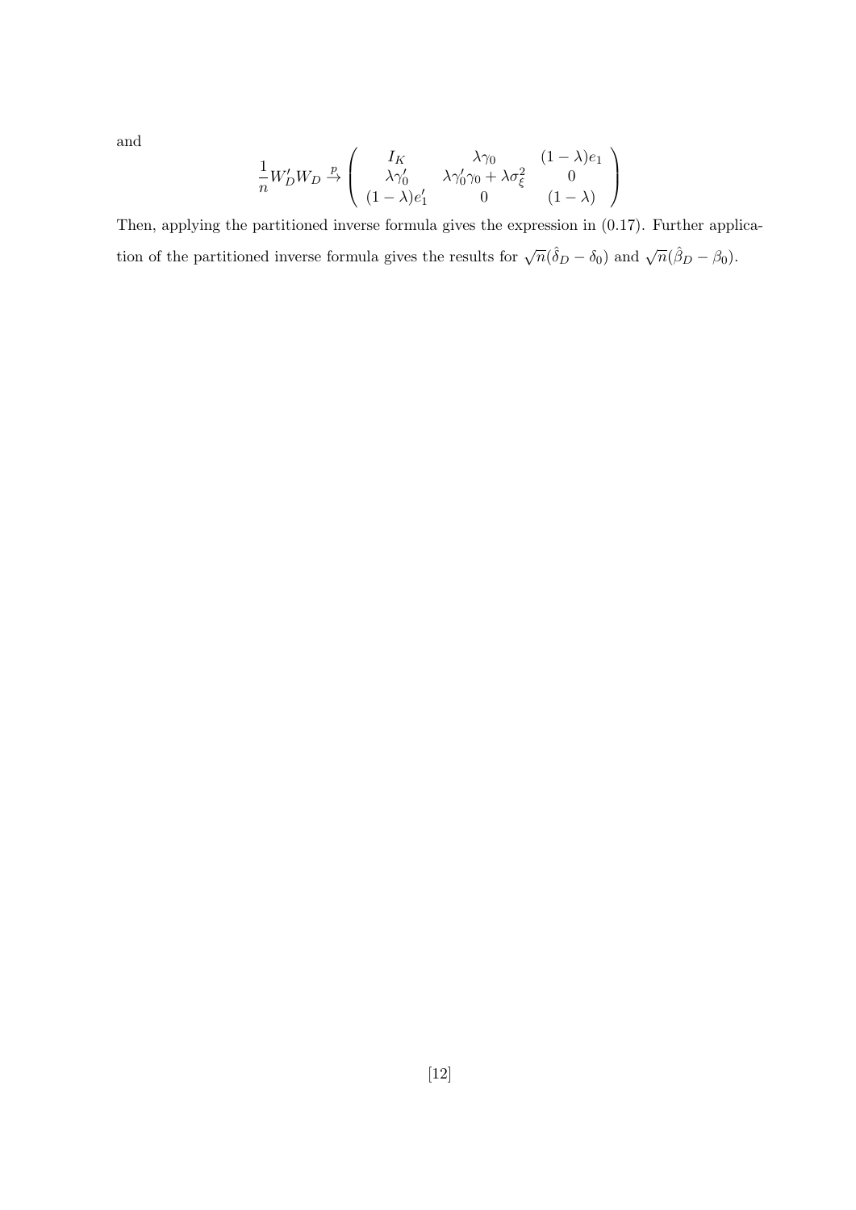and

$$\frac{1}{n}W_D'W_D \xrightarrow{p} \begin{pmatrix} I_K & \lambda\gamma_0 & (1-\lambda)e_1 \\ \lambda\gamma_0' & \lambda\gamma_0'\gamma_0 + \lambda\sigma_\xi^2 & 0 \\ (1-\lambda)e_1' & 0 & (1-\lambda) \end{pmatrix}$$

Then, applying the partitioned inverse formula gives the expression in (0.17). Further application of the partitioned inverse formula gives the results for $\sqrt{n}(\hat{\delta}_D - \delta_0)$ and $\sqrt{n}(\hat{\beta}_D - \beta_0)$.